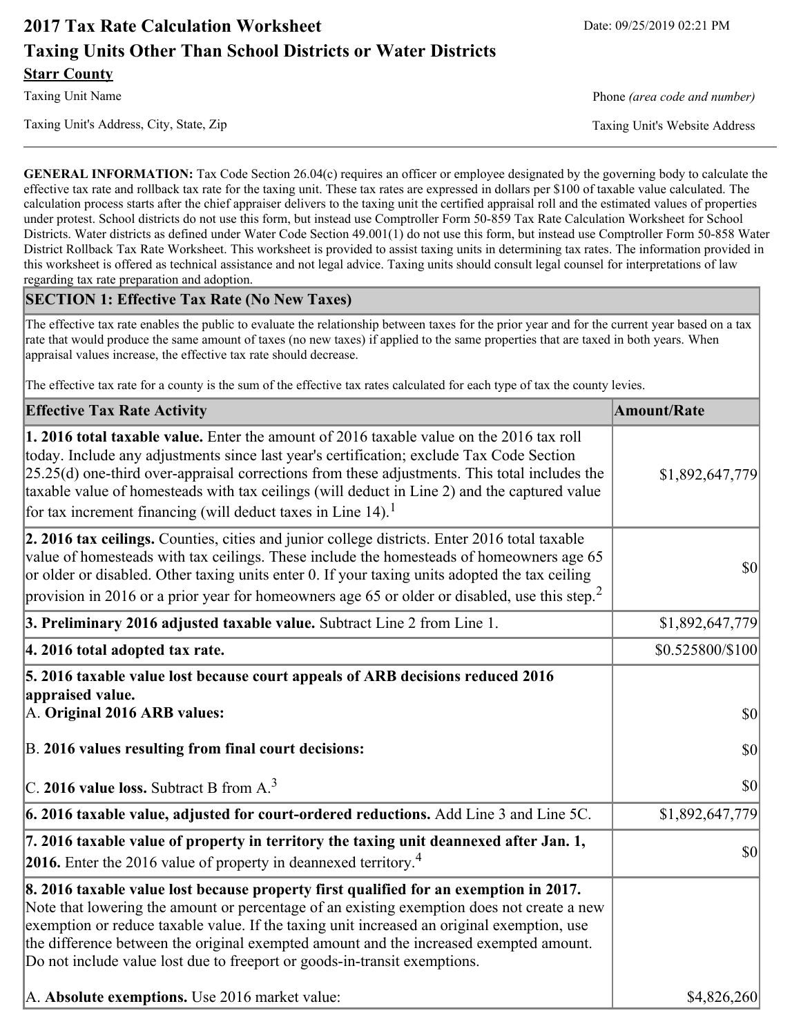# 2017 Tax Rate Calculation Worksheet

Date: 09/25/2019 02:21 PM

## Taxing Units Other Than School Districts or Water Districts

**Starr County**

Taxing Unit Name

Phone *(area code and number)*

Taxing Unit's Address, City, State, Zip

Taxing Unit's Website Address

---

**GENERAL INFORMATION:** Tax Code Section 26.04(c) requires an officer or employee designated by the governing body to calculate the effective tax rate and rollback tax rate for the taxing unit. These tax rates are expressed in dollars per $100 of taxable value calculated. The calculation process starts after the chief appraiser delivers to the taxing unit the certified appraisal roll and the estimated values of properties under protest. School districts do not use this form, but instead use Comptroller Form 50-859 Tax Rate Calculation Worksheet for School Districts. Water districts as defined under Water Code Section 49.001(1) do not use this form, but instead use Comptroller Form 50-858 Water District Rollback Tax Rate Worksheet. This worksheet is provided to assist taxing units in determining tax rates. The information provided in this worksheet is offered as technical assistance and not legal advice. Taxing units should consult legal counsel for interpretations of law regarding tax rate preparation and adoption.

### SECTION 1: Effective Tax Rate (No New Taxes)

The effective tax rate enables the public to evaluate the relationship between taxes for the prior year and for the current year based on a tax rate that would produce the same amount of taxes (no new taxes) if applied to the same properties that are taxed in both years. When appraisal values increase, the effective tax rate should decrease.

The effective tax rate for a county is the sum of the effective tax rates calculated for each type of tax the county levies.

| Effective Tax Rate Activity | Amount/Rate |
|---|---|
| **1. 2016 total taxable value.** Enter the amount of 2016 taxable value on the 2016 tax roll today. Include any adjustments since last year's certification; exclude Tax Code Section 25.25(d) one-third over-appraisal corrections from these adjustments. This total includes the taxable value of homesteads with tax ceilings (will deduct in Line 2) and the captured value for tax increment financing (will deduct taxes in Line 14).[1] | $1,892,647,779 |
| **2. 2016 tax ceilings.** Counties, cities and junior college districts. Enter 2016 total taxable value of homesteads with tax ceilings. These include the homesteads of homeowners age 65 or older or disabled. Other taxing units enter 0. If your taxing units adopted the tax ceiling provision in 2016 or a prior year for homeowners age 65 or older or disabled, use this step.[2] | $0 |
| **3. Preliminary 2016 adjusted taxable value.** Subtract Line 2 from Line 1. | $1,892,647,779 |
| **4. 2016 total adopted tax rate.** | $0.525800/$100 |
| **5. 2016 taxable value lost because court appeals of ARB decisions reduced 2016 appraised value.** | |
| A. **Original 2016 ARB values:** | $0 |
| B. **2016 values resulting from final court decisions:** | $0 |
| C. **2016 value loss.** Subtract B from A.[3] | $0 |
| **6. 2016 taxable value, adjusted for court-ordered reductions.** Add Line 3 and Line 5C. | $1,892,647,779 |
| **7. 2016 taxable value of property in territory the taxing unit deannexed after Jan. 1, 2016.** Enter the 2016 value of property in deannexed territory.[4] | $0 |
| **8. 2016 taxable value lost because property first qualified for an exemption in 2017.** Note that lowering the amount or percentage of an existing exemption does not create a new exemption or reduce taxable value. If the taxing unit increased an original exemption, use the difference between the original exempted amount and the increased exempted amount. Do not include value lost due to freeport or goods-in-transit exemptions. | |
| A. **Absolute exemptions.** Use 2016 market value: | $4,826,260 |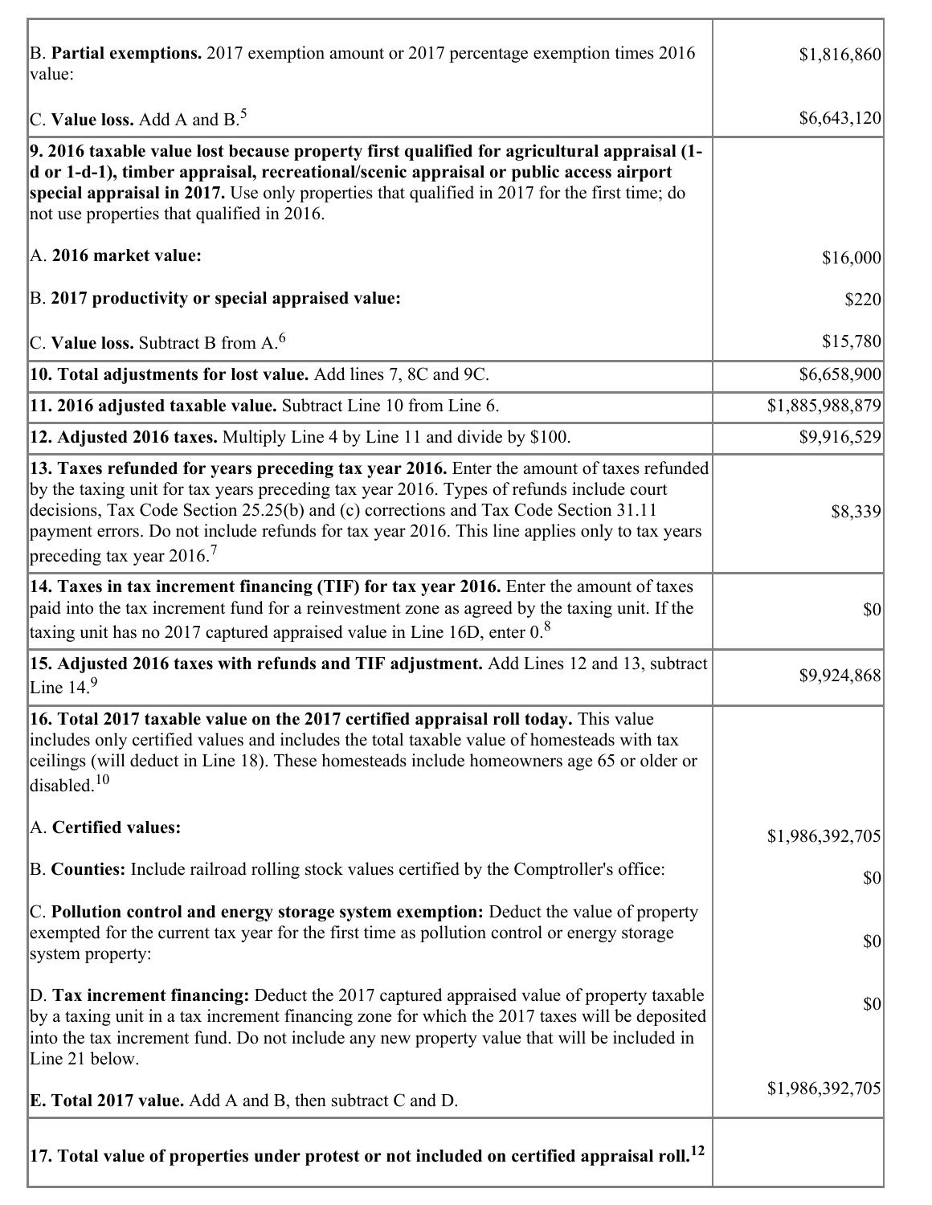| | |
|---|---|
| B. **Partial exemptions.** 2017 exemption amount or 2017 percentage exemption times 2016 value: | $1,816,860 |
| C. **Value loss.** Add A and B.[5] | $6,643,120 |
| **9. 2016 taxable value lost because property first qualified for agricultural appraisal (1-d or 1-d-1), timber appraisal, recreational/scenic appraisal or public access airport special appraisal in 2017.** Use only properties that qualified in 2017 for the first time; do not use properties that qualified in 2016. | |
| A. **2016 market value:** | $16,000 |
| B. **2017 productivity or special appraised value:** | $220 |
| C. **Value loss.** Subtract B from A.[6] | $15,780 |
| **10. Total adjustments for lost value.** Add lines 7, 8C and 9C. | $6,658,900 |
| **11. 2016 adjusted taxable value.** Subtract Line 10 from Line 6. | $1,885,988,879 |
| **12. Adjusted 2016 taxes.** Multiply Line 4 by Line 11 and divide by $100. | $9,916,529 |
| **13. Taxes refunded for years preceding tax year 2016.** Enter the amount of taxes refunded by the taxing unit for tax years preceding tax year 2016. Types of refunds include court decisions, Tax Code Section 25.25(b) and (c) corrections and Tax Code Section 31.11 payment errors. Do not include refunds for tax year 2016. This line applies only to tax years preceding tax year 2016.[7] | $8,339 |
| **14. Taxes in tax increment financing (TIF) for tax year 2016.** Enter the amount of taxes paid into the tax increment fund for a reinvestment zone as agreed by the taxing unit. If the taxing unit has no 2017 captured appraised value in Line 16D, enter 0.[8] | $0 |
| **15. Adjusted 2016 taxes with refunds and TIF adjustment.** Add Lines 12 and 13, subtract Line 14.[9] | $9,924,868 |
| **16. Total 2017 taxable value on the 2017 certified appraisal roll today.** This value includes only certified values and includes the total taxable value of homesteads with tax ceilings (will deduct in Line 18). These homesteads include homeowners age 65 or older or disabled.[10] | |
| A. **Certified values:** | $1,986,392,705 |
| B. **Counties:** Include railroad rolling stock values certified by the Comptroller's office: | $0 |
| C. **Pollution control and energy storage system exemption:** Deduct the value of property exempted for the current tax year for the first time as pollution control or energy storage system property: | $0 |
| D. **Tax increment financing:** Deduct the 2017 captured appraised value of property taxable by a taxing unit in a tax increment financing zone for which the 2017 taxes will be deposited into the tax increment fund. Do not include any new property value that will be included in Line 21 below. | $0 |
| **E. Total 2017 value.** Add A and B, then subtract C and D. | $1,986,392,705 |
| **17. Total value of properties under protest or not included on certified appraisal roll.**[12] | |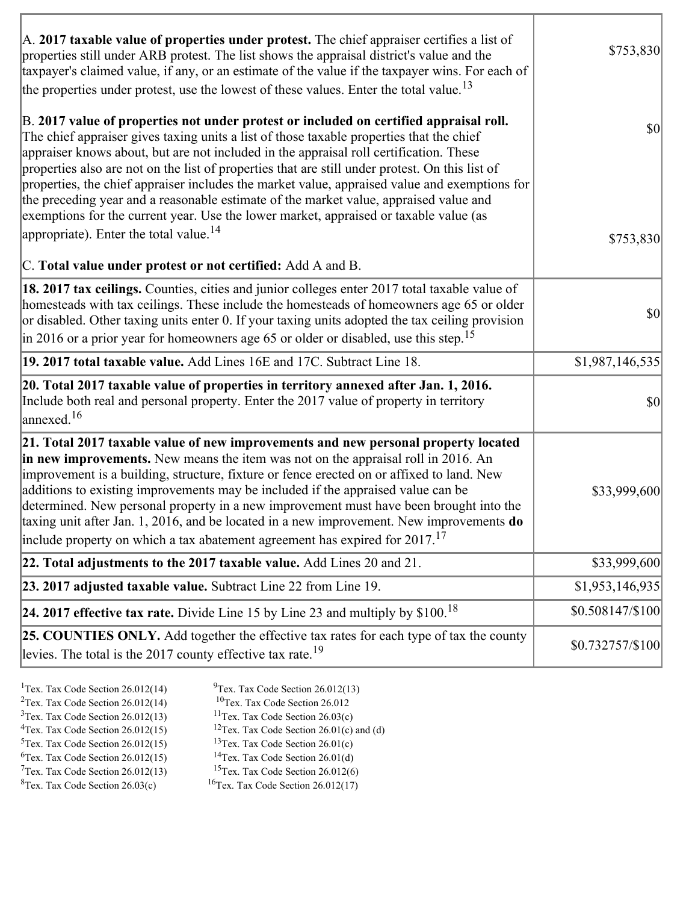| | |
|---|---|
| A. **2017 taxable value of properties under protest.** The chief appraiser certifies a list of properties still under ARB protest. The list shows the appraisal district's value and the taxpayer's claimed value, if any, or an estimate of the value if the taxpayer wins. For each of the properties under protest, use the lowest of these values. Enter the total value.[13] | $753,830 |
| B. **2017 value of properties not under protest or included on certified appraisal roll.** The chief appraiser gives taxing units a list of those taxable properties that the chief appraiser knows about, but are not included in the appraisal roll certification. These properties also are not on the list of properties that are still under protest. On this list of properties, the chief appraiser includes the market value, appraised value and exemptions for the preceding year and a reasonable estimate of the market value, appraised value and exemptions for the current year. Use the lower market, appraised or taxable value (as appropriate). Enter the total value.[14] | $0 |
| C. **Total value under protest or not certified:** Add A and B. | $753,830 |
| **18. 2017 tax ceilings.** Counties, cities and junior colleges enter 2017 total taxable value of homesteads with tax ceilings. These include the homesteads of homeowners age 65 or older or disabled. Other taxing units enter 0. If your taxing units adopted the tax ceiling provision in 2016 or a prior year for homeowners age 65 or older or disabled, use this step.[15] | $0 |
| **19. 2017 total taxable value.** Add Lines 16E and 17C. Subtract Line 18. | $1,987,146,535 |
| **20. Total 2017 taxable value of properties in territory annexed after Jan. 1, 2016.** Include both real and personal property. Enter the 2017 value of property in territory annexed.[16] | $0 |
| **21. Total 2017 taxable value of new improvements and new personal property located in new improvements.** New means the item was not on the appraisal roll in 2016. An improvement is a building, structure, fixture or fence erected on or affixed to land. New additions to existing improvements may be included if the appraised value can be determined. New personal property in a new improvement must have been brought into the taxing unit after Jan. 1, 2016, and be located in a new improvement. New improvements **do** include property on which a tax abatement agreement has expired for 2017.[17] | $33,999,600 |
| **22. Total adjustments to the 2017 taxable value.** Add Lines 20 and 21. | $33,999,600 |
| **23. 2017 adjusted taxable value.** Subtract Line 22 from Line 19. | $1,953,146,935 |
| **24. 2017 effective tax rate.** Divide Line 15 by Line 23 and multiply by $100.[18] | $0.508147/$100 |
| **25. COUNTIES ONLY.** Add together the effective tax rates for each type of tax the county levies. The total is the 2017 county effective tax rate.[19] | $0.732757/$100 |

[1]Tex. Tax Code Section 26.012(14)
[2]Tex. Tax Code Section 26.012(14)
[3]Tex. Tax Code Section 26.012(13)
[4]Tex. Tax Code Section 26.012(15)
[5]Tex. Tax Code Section 26.012(15)
[6]Tex. Tax Code Section 26.012(15)
[7]Tex. Tax Code Section 26.012(13)
[8]Tex. Tax Code Section 26.03(c)
[9]Tex. Tax Code Section 26.012(13)
[10]Tex. Tax Code Section 26.012
[11]Tex. Tax Code Section 26.03(c)
[12]Tex. Tax Code Section 26.01(c) and (d)
[13]Tex. Tax Code Section 26.01(c)
[14]Tex. Tax Code Section 26.01(d)
[15]Tex. Tax Code Section 26.012(6)
[16]Tex. Tax Code Section 26.012(17)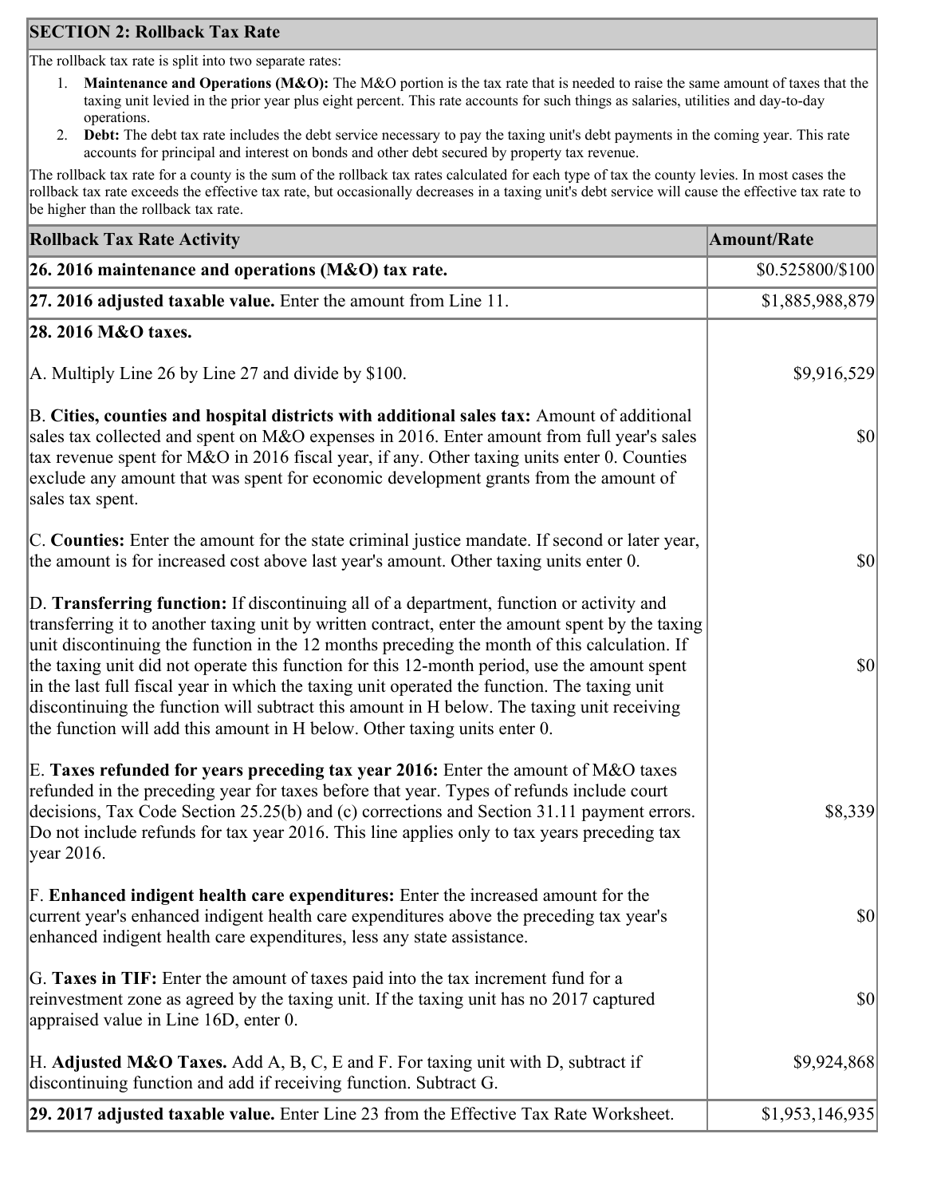## SECTION 2: Rollback Tax Rate

The rollback tax rate is split into two separate rates:

1. **Maintenance and Operations (M&O):** The M&O portion is the tax rate that is needed to raise the same amount of taxes that the taxing unit levied in the prior year plus eight percent. This rate accounts for such things as salaries, utilities and day-to-day operations.
2. **Debt:** The debt tax rate includes the debt service necessary to pay the taxing unit's debt payments in the coming year. This rate accounts for principal and interest on bonds and other debt secured by property tax revenue.

The rollback tax rate for a county is the sum of the rollback tax rates calculated for each type of tax the county levies. In most cases the rollback tax rate exceeds the effective tax rate, but occasionally decreases in a taxing unit's debt service will cause the effective tax rate to be higher than the rollback tax rate.

| Rollback Tax Rate Activity | Amount/Rate |
|---|---|
| **26. 2016 maintenance and operations (M&O) tax rate.** | $0.525800/$100 |
| **27. 2016 adjusted taxable value.** Enter the amount from Line 11. | $1,885,988,879 |
| **28. 2016 M&O taxes.** | |
| A. Multiply Line 26 by Line 27 and divide by $100. | $9,916,529 |
| B. **Cities, counties and hospital districts with additional sales tax:** Amount of additional sales tax collected and spent on M&O expenses in 2016. Enter amount from full year's sales tax revenue spent for M&O in 2016 fiscal year, if any. Other taxing units enter 0. Counties exclude any amount that was spent for economic development grants from the amount of sales tax spent. | $0 |
| C. **Counties:** Enter the amount for the state criminal justice mandate. If second or later year, the amount is for increased cost above last year's amount. Other taxing units enter 0. | $0 |
| D. **Transferring function:** If discontinuing all of a department, function or activity and transferring it to another taxing unit by written contract, enter the amount spent by the taxing unit discontinuing the function in the 12 months preceding the month of this calculation. If the taxing unit did not operate this function for this 12-month period, use the amount spent in the last full fiscal year in which the taxing unit operated the function. The taxing unit discontinuing the function will subtract this amount in H below. The taxing unit receiving the function will add this amount in H below. Other taxing units enter 0. | $0 |
| E. **Taxes refunded for years preceding tax year 2016:** Enter the amount of M&O taxes refunded in the preceding year for taxes before that year. Types of refunds include court decisions, Tax Code Section 25.25(b) and (c) corrections and Section 31.11 payment errors. Do not include refunds for tax year 2016. This line applies only to tax years preceding tax year 2016. | $8,339 |
| F. **Enhanced indigent health care expenditures:** Enter the increased amount for the current year's enhanced indigent health care expenditures above the preceding tax year's enhanced indigent health care expenditures, less any state assistance. | $0 |
| G. **Taxes in TIF:** Enter the amount of taxes paid into the tax increment fund for a reinvestment zone as agreed by the taxing unit. If the taxing unit has no 2017 captured appraised value in Line 16D, enter 0. | $0 |
| H. **Adjusted M&O Taxes.** Add A, B, C, E and F. For taxing unit with D, subtract if discontinuing function and add if receiving function. Subtract G. | $9,924,868 |
| **29. 2017 adjusted taxable value.** Enter Line 23 from the Effective Tax Rate Worksheet. | $1,953,146,935 |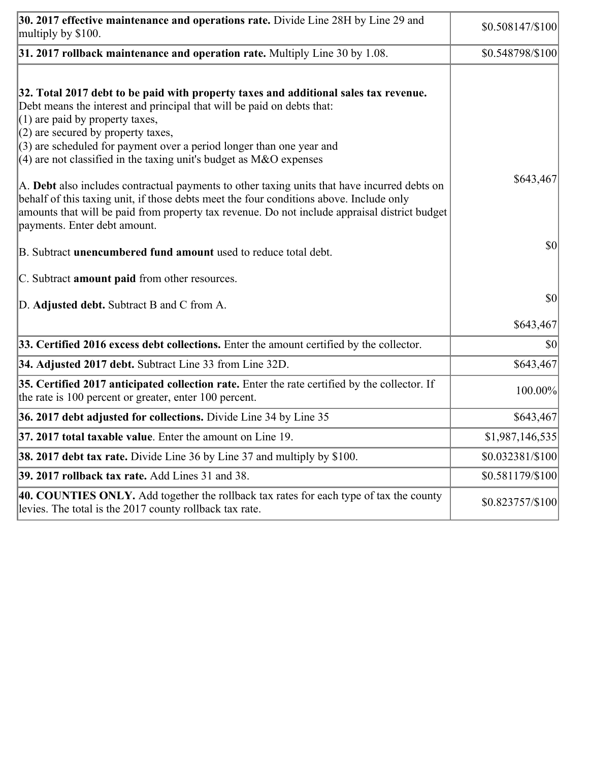| | |
|---|---|
| **30. 2017 effective maintenance and operations rate.** Divide Line 28H by Line 29 and multiply by $100. | $0.508147/$100 |
| **31. 2017 rollback maintenance and operation rate.** Multiply Line 30 by 1.08. | $0.548798/$100 |
| **32. Total 2017 debt to be paid with property taxes and additional sales tax revenue.** Debt means the interest and principal that will be paid on debts that:<br>(1) are paid by property taxes,<br>(2) are secured by property taxes,<br>(3) are scheduled for payment over a period longer than one year and<br>(4) are not classified in the taxing unit's budget as M&O expenses<br><br>A. **Debt** also includes contractual payments to other taxing units that have incurred debts on behalf of this taxing unit, if those debts meet the four conditions above. Include only amounts that will be paid from property tax revenue. Do not include appraisal district budget payments. Enter debt amount.<br><br>B. Subtract **unencumbered fund amount** used to reduce total debt.<br><br>C. Subtract **amount paid** from other resources.<br><br>D. **Adjusted debt.** Subtract B and C from A. | $643,467<br><br>$0<br><br>$0<br><br>$643,467 |
| **33. Certified 2016 excess debt collections.** Enter the amount certified by the collector. | $0 |
| **34. Adjusted 2017 debt.** Subtract Line 33 from Line 32D. | $643,467 |
| **35. Certified 2017 anticipated collection rate.** Enter the rate certified by the collector. If the rate is 100 percent or greater, enter 100 percent. | 100.00% |
| **36. 2017 debt adjusted for collections.** Divide Line 34 by Line 35 | $643,467 |
| **37. 2017 total taxable value**. Enter the amount on Line 19. | $1,987,146,535 |
| **38. 2017 debt tax rate.** Divide Line 36 by Line 37 and multiply by $100. | $0.032381/$100 |
| **39. 2017 rollback tax rate.** Add Lines 31 and 38. | $0.581179/$100 |
| **40. COUNTIES ONLY.** Add together the rollback tax rates for each type of tax the county levies. The total is the 2017 county rollback tax rate. | $0.823757/$100 |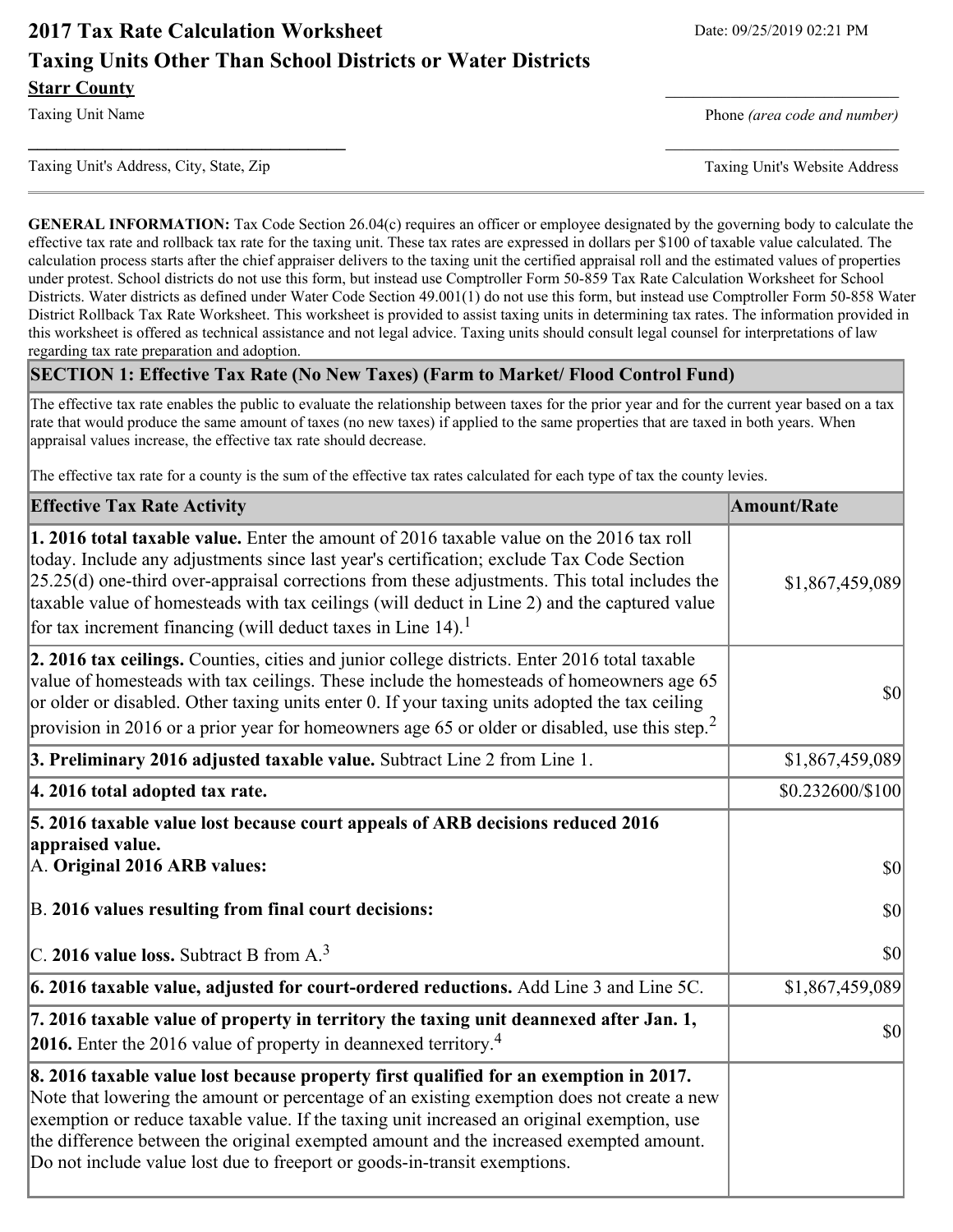# 2017 Tax Rate Calculation Worksheet

Date: 09/25/2019 02:21 PM

## Taxing Units Other Than School Districts or Water Districts

**Starr County**

Taxing Unit Name

Phone *(area code and number)*

Taxing Unit's Address, City, State, Zip

Taxing Unit's Website Address

**GENERAL INFORMATION:** Tax Code Section 26.04(c) requires an officer or employee designated by the governing body to calculate the effective tax rate and rollback tax rate for the taxing unit. These tax rates are expressed in dollars per $100 of taxable value calculated. The calculation process starts after the chief appraiser delivers to the taxing unit the certified appraisal roll and the estimated values of properties under protest. School districts do not use this form, but instead use Comptroller Form 50-859 Tax Rate Calculation Worksheet for School Districts. Water districts as defined under Water Code Section 49.001(1) do not use this form, but instead use Comptroller Form 50-858 Water District Rollback Tax Rate Worksheet. This worksheet is provided to assist taxing units in determining tax rates. The information provided in this worksheet is offered as technical assistance and not legal advice. Taxing units should consult legal counsel for interpretations of law regarding tax rate preparation and adoption.

### SECTION 1: Effective Tax Rate (No New Taxes) (Farm to Market/ Flood Control Fund)

The effective tax rate enables the public to evaluate the relationship between taxes for the prior year and for the current year based on a tax rate that would produce the same amount of taxes (no new taxes) if applied to the same properties that are taxed in both years. When appraisal values increase, the effective tax rate should decrease.

The effective tax rate for a county is the sum of the effective tax rates calculated for each type of tax the county levies.

| Effective Tax Rate Activity | Amount/Rate |
|---|---|
| **1. 2016 total taxable value.** Enter the amount of 2016 taxable value on the 2016 tax roll today. Include any adjustments since last year's certification; exclude Tax Code Section 25.25(d) one-third over-appraisal corrections from these adjustments. This total includes the taxable value of homesteads with tax ceilings (will deduct in Line 2) and the captured value for tax increment financing (will deduct taxes in Line 14).[1] | $1,867,459,089 |
| **2. 2016 tax ceilings.** Counties, cities and junior college districts. Enter 2016 total taxable value of homesteads with tax ceilings. These include the homesteads of homeowners age 65 or older or disabled. Other taxing units enter 0. If your taxing units adopted the tax ceiling provision in 2016 or a prior year for homeowners age 65 or older or disabled, use this step.[2] | $0 |
| **3. Preliminary 2016 adjusted taxable value.** Subtract Line 2 from Line 1. | $1,867,459,089 |
| **4. 2016 total adopted tax rate.** | $0.232600/$100 |
| **5. 2016 taxable value lost because court appeals of ARB decisions reduced 2016 appraised value.** | |
| A. **Original 2016 ARB values:** | $0 |
| B. **2016 values resulting from final court decisions:** | $0 |
| C. **2016 value loss.** Subtract B from A.[3] | $0 |
| **6. 2016 taxable value, adjusted for court-ordered reductions.** Add Line 3 and Line 5C. | $1,867,459,089 |
| **7. 2016 taxable value of property in territory the taxing unit deannexed after Jan. 1, 2016.** Enter the 2016 value of property in deannexed territory.[4] | $0 |
| **8. 2016 taxable value lost because property first qualified for an exemption in 2017.** Note that lowering the amount or percentage of an existing exemption does not create a new exemption or reduce taxable value. If the taxing unit increased an original exemption, use the difference between the original exempted amount and the increased exempted amount. Do not include value lost due to freeport or goods-in-transit exemptions. | |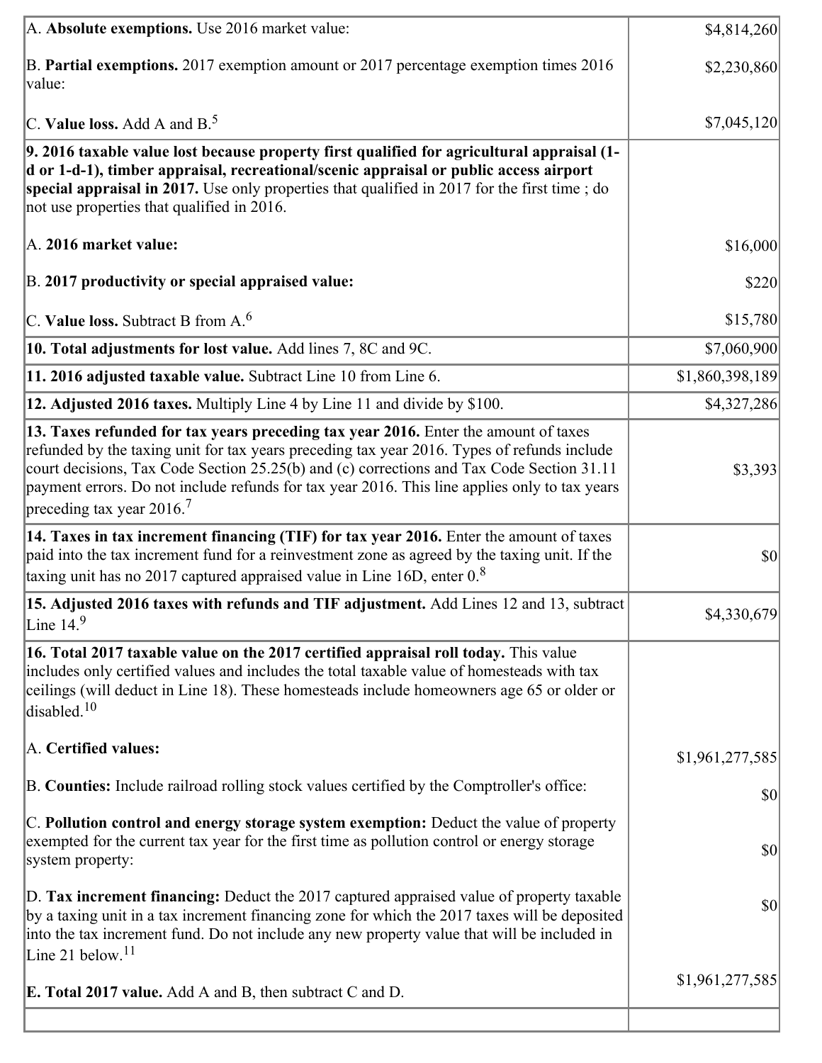| | |
|---|---|
| A. **Absolute exemptions.** Use 2016 market value: | $4,814,260 |
| B. **Partial exemptions.** 2017 exemption amount or 2017 percentage exemption times 2016 value: | $2,230,860 |
| C. **Value loss.** Add A and B.[5] | $7,045,120 |
| **9. 2016 taxable value lost because property first qualified for agricultural appraisal (1-d or 1-d-1), timber appraisal, recreational/scenic appraisal or public access airport special appraisal in 2017.** Use only properties that qualified in 2017 for the first time ; do not use properties that qualified in 2016. | |
| A. **2016 market value:** | $16,000 |
| B. **2017 productivity or special appraised value:** | $220 |
| C. **Value loss.** Subtract B from A.[6] | $15,780 |
| **10. Total adjustments for lost value.** Add lines 7, 8C and 9C. | $7,060,900 |
| **11. 2016 adjusted taxable value.** Subtract Line 10 from Line 6. | $1,860,398,189 |
| **12. Adjusted 2016 taxes.** Multiply Line 4 by Line 11 and divide by $100. | $4,327,286 |
| **13. Taxes refunded for tax years preceding tax year 2016.** Enter the amount of taxes refunded by the taxing unit for tax years preceding tax year 2016. Types of refunds include court decisions, Tax Code Section 25.25(b) and (c) corrections and Tax Code Section 31.11 payment errors. Do not include refunds for tax year 2016. This line applies only to tax years preceding tax year 2016.[7] | $3,393 |
| **14. Taxes in tax increment financing (TIF) for tax year 2016.** Enter the amount of taxes paid into the tax increment fund for a reinvestment zone as agreed by the taxing unit. If the taxing unit has no 2017 captured appraised value in Line 16D, enter 0.[8] | $0 |
| **15. Adjusted 2016 taxes with refunds and TIF adjustment.** Add Lines 12 and 13, subtract Line 14.[9] | $4,330,679 |
| **16. Total 2017 taxable value on the 2017 certified appraisal roll today.** This value includes only certified values and includes the total taxable value of homesteads with tax ceilings (will deduct in Line 18). These homesteads include homeowners age 65 or older or disabled.[10] | |
| A. **Certified values:** | $1,961,277,585 |
| B. **Counties:** Include railroad rolling stock values certified by the Comptroller's office: | $0 |
| C. **Pollution control and energy storage system exemption:** Deduct the value of property exempted for the current tax year for the first time as pollution control or energy storage system property: | $0 |
| D. **Tax increment financing:** Deduct the 2017 captured appraised value of property taxable by a taxing unit in a tax increment financing zone for which the 2017 taxes will be deposited into the tax increment fund. Do not include any new property value that will be included in Line 21 below.[11] | $0 |
| **E. Total 2017 value.** Add A and B, then subtract C and D. | $1,961,277,585 |
| | |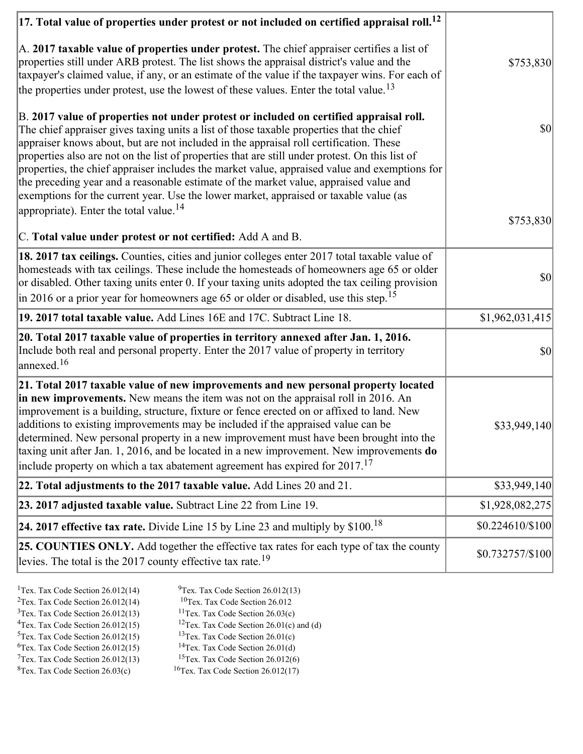| | |
|---|---|
| **17. Total value of properties under protest or not included on certified appraisal roll.**[12] <br><br> A. **2017 taxable value of properties under protest.** The chief appraiser certifies a list of properties still under ARB protest. The list shows the appraisal district's value and the taxpayer's claimed value, if any, or an estimate of the value if the taxpayer wins. For each of the properties under protest, use the lowest of these values. Enter the total value.[13] <br><br> B. **2017 value of properties not under protest or included on certified appraisal roll.** The chief appraiser gives taxing units a list of those taxable properties that the chief appraiser knows about, but are not included in the appraisal roll certification. These properties also are not on the list of properties that are still under protest. On this list of properties, the chief appraiser includes the market value, appraised value and exemptions for the preceding year and a reasonable estimate of the market value, appraised value and exemptions for the current year. Use the lower market, appraised or taxable value (as appropriate). Enter the total value.[14] <br><br> C. **Total value under protest or not certified:** Add A and B. | <br><br> $753,830 <br><br> $0 <br><br> $753,830 |
| **18. 2017 tax ceilings.** Counties, cities and junior colleges enter 2017 total taxable value of homesteads with tax ceilings. These include the homesteads of homeowners age 65 or older or disabled. Other taxing units enter 0. If your taxing units adopted the tax ceiling provision in 2016 or a prior year for homeowners age 65 or older or disabled, use this step.[15] | $0 |
| **19. 2017 total taxable value.** Add Lines 16E and 17C. Subtract Line 18. | $1,962,031,415 |
| **20. Total 2017 taxable value of properties in territory annexed after Jan. 1, 2016.** Include both real and personal property. Enter the 2017 value of property in territory annexed.[16] | $0 |
| **21. Total 2017 taxable value of new improvements and new personal property located in new improvements.** New means the item was not on the appraisal roll in 2016. An improvement is a building, structure, fixture or fence erected on or affixed to land. New additions to existing improvements may be included if the appraised value can be determined. New personal property in a new improvement must have been brought into the taxing unit after Jan. 1, 2016, and be located in a new improvement. New improvements **do** include property on which a tax abatement agreement has expired for 2017.[17] | $33,949,140 |
| **22. Total adjustments to the 2017 taxable value.** Add Lines 20 and 21. | $33,949,140 |
| **23. 2017 adjusted taxable value.** Subtract Line 22 from Line 19. | $1,928,082,275 |
| **24. 2017 effective tax rate.** Divide Line 15 by Line 23 and multiply by $100.[18] | $0.224610/$100 |
| **25. COUNTIES ONLY.** Add together the effective tax rates for each type of tax the county levies. The total is the 2017 county effective tax rate.[19] | $0.732757/$100 |

[1]Tex. Tax Code Section 26.012(14)
[2]Tex. Tax Code Section 26.012(14)
[3]Tex. Tax Code Section 26.012(13)
[4]Tex. Tax Code Section 26.012(15)
[5]Tex. Tax Code Section 26.012(15)
[6]Tex. Tax Code Section 26.012(15)
[7]Tex. Tax Code Section 26.012(13)
[8]Tex. Tax Code Section 26.03(c)
[9]Tex. Tax Code Section 26.012(13)
[10]Tex. Tax Code Section 26.012
[11]Tex. Tax Code Section 26.03(c)
[12]Tex. Tax Code Section 26.01(c) and (d)
[13]Tex. Tax Code Section 26.01(c)
[14]Tex. Tax Code Section 26.01(d)
[15]Tex. Tax Code Section 26.012(6)
[16]Tex. Tax Code Section 26.012(17)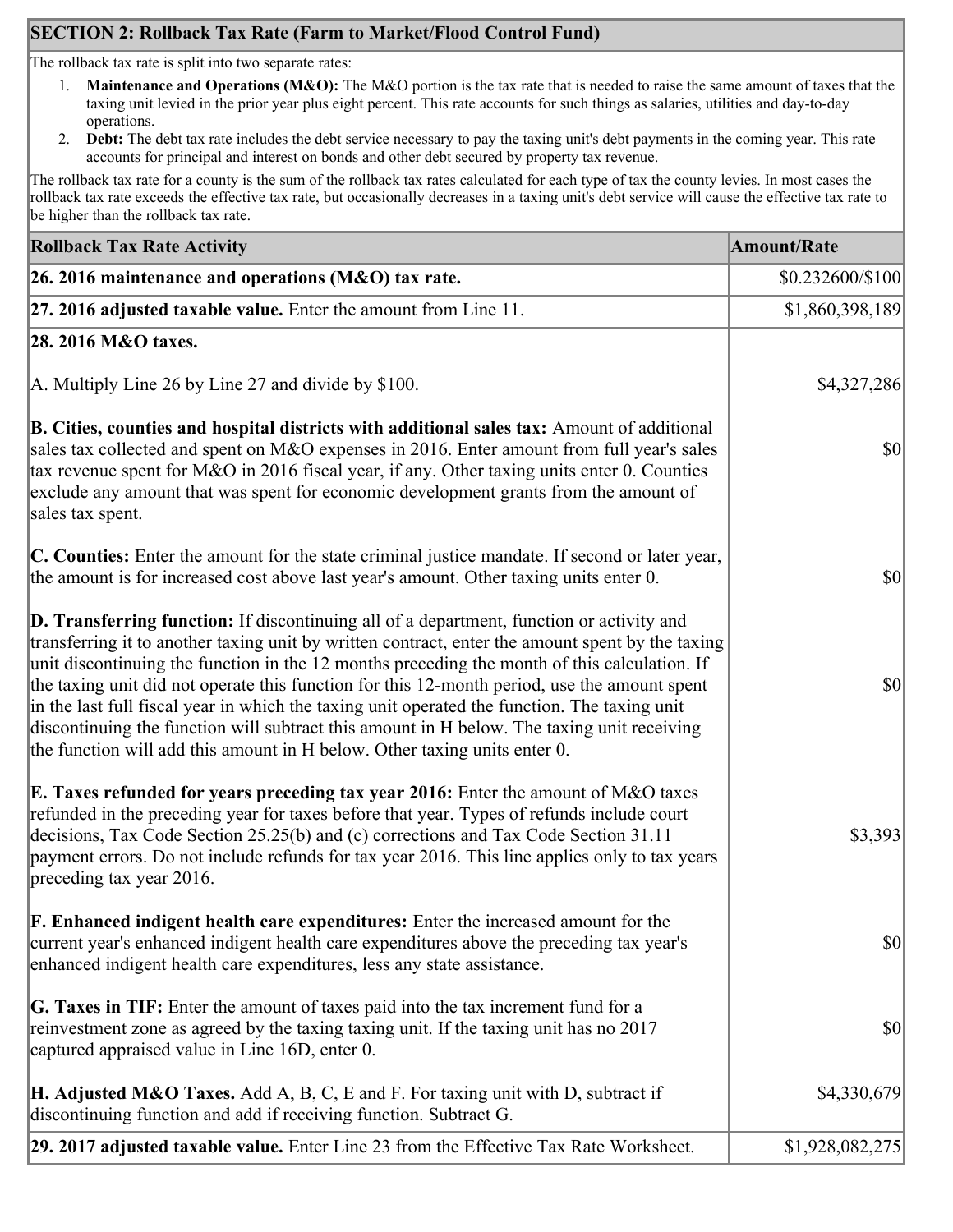## SECTION 2: Rollback Tax Rate (Farm to Market/Flood Control Fund)

The rollback tax rate is split into two separate rates:

1. **Maintenance and Operations (M&O):** The M&O portion is the tax rate that is needed to raise the same amount of taxes that the taxing unit levied in the prior year plus eight percent. This rate accounts for such things as salaries, utilities and day-to-day operations.
2. **Debt:** The debt tax rate includes the debt service necessary to pay the taxing unit's debt payments in the coming year. This rate accounts for principal and interest on bonds and other debt secured by property tax revenue.

The rollback tax rate for a county is the sum of the rollback tax rates calculated for each type of tax the county levies. In most cases the rollback tax rate exceeds the effective tax rate, but occasionally decreases in a taxing unit's debt service will cause the effective tax rate to be higher than the rollback tax rate.

| Rollback Tax Rate Activity | Amount/Rate |
|---|---|
| **26. 2016 maintenance and operations (M&O) tax rate.** | $0.232600/$100 |
| **27. 2016 adjusted taxable value.** Enter the amount from Line 11. | $1,860,398,189 |
| **28. 2016 M&O taxes.** | |
| A. Multiply Line 26 by Line 27 and divide by $100. | $4,327,286 |
| **B. Cities, counties and hospital districts with additional sales tax:** Amount of additional sales tax collected and spent on M&O expenses in 2016. Enter amount from full year's sales tax revenue spent for M&O in 2016 fiscal year, if any. Other taxing units enter 0. Counties exclude any amount that was spent for economic development grants from the amount of sales tax spent. | $0 |
| **C. Counties:** Enter the amount for the state criminal justice mandate. If second or later year, the amount is for increased cost above last year's amount. Other taxing units enter 0. | $0 |
| **D. Transferring function:** If discontinuing all of a department, function or activity and transferring it to another taxing unit by written contract, enter the amount spent by the taxing unit discontinuing the function in the 12 months preceding the month of this calculation. If the taxing unit did not operate this function for this 12-month period, use the amount spent in the last full fiscal year in which the taxing unit operated the function. The taxing unit discontinuing the function will subtract this amount in H below. The taxing unit receiving the function will add this amount in H below. Other taxing units enter 0. | $0 |
| **E. Taxes refunded for years preceding tax year 2016:** Enter the amount of M&O taxes refunded in the preceding year for taxes before that year. Types of refunds include court decisions, Tax Code Section 25.25(b) and (c) corrections and Tax Code Section 31.11 payment errors. Do not include refunds for tax year 2016. This line applies only to tax years preceding tax year 2016. | $3,393 |
| **F. Enhanced indigent health care expenditures:** Enter the increased amount for the current year's enhanced indigent health care expenditures above the preceding tax year's enhanced indigent health care expenditures, less any state assistance. | $0 |
| **G. Taxes in TIF:** Enter the amount of taxes paid into the tax increment fund for a reinvestment zone as agreed by the taxing taxing unit. If the taxing unit has no 2017 captured appraised value in Line 16D, enter 0. | $0 |
| **H. Adjusted M&O Taxes.** Add A, B, C, E and F. For taxing unit with D, subtract if discontinuing function and add if receiving function. Subtract G. | $4,330,679 |
| **29. 2017 adjusted taxable value.** Enter Line 23 from the Effective Tax Rate Worksheet. | $1,928,082,275 |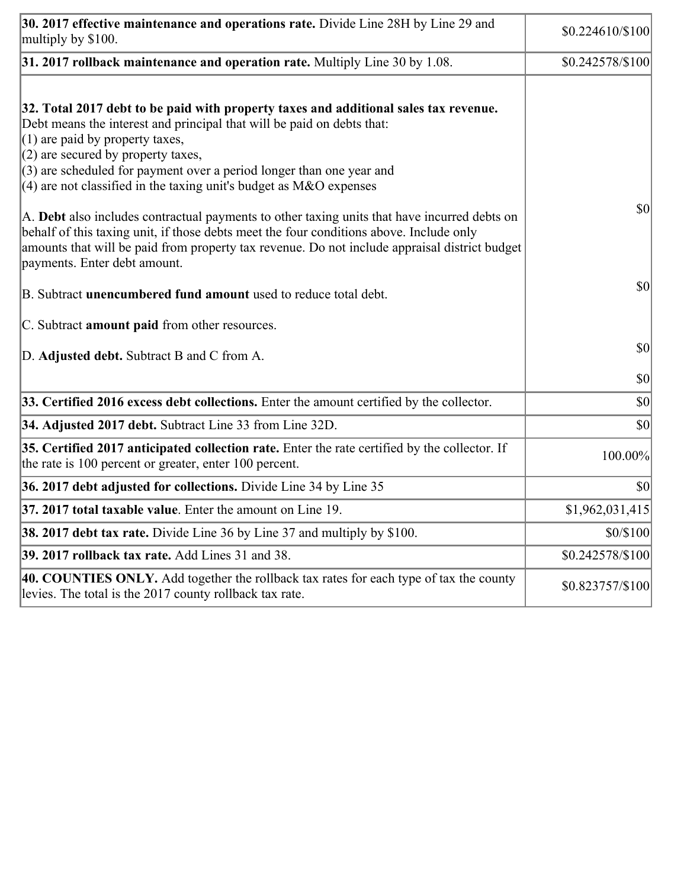| | |
|---|---|
| **30. 2017 effective maintenance and operations rate.** Divide Line 28H by Line 29 and multiply by $100. | $0.224610/$100 |
| **31. 2017 rollback maintenance and operation rate.** Multiply Line 30 by 1.08. | $0.242578/$100 |
| **32. Total 2017 debt to be paid with property taxes and additional sales tax revenue.** Debt means the interest and principal that will be paid on debts that:<br>(1) are paid by property taxes,<br>(2) are secured by property taxes,<br>(3) are scheduled for payment over a period longer than one year and<br>(4) are not classified in the taxing unit's budget as M&O expenses<br><br>A. **Debt** also includes contractual payments to other taxing units that have incurred debts on behalf of this taxing unit, if those debts meet the four conditions above. Include only amounts that will be paid from property tax revenue. Do not include appraisal district budget payments. Enter debt amount.<br><br>B. Subtract **unencumbered fund amount** used to reduce total debt.<br><br>C. Subtract **amount paid** from other resources.<br><br>D. **Adjusted debt.** Subtract B and C from A. | $0<br><br>$0<br><br>$0<br><br>$0 |
| **33. Certified 2016 excess debt collections.** Enter the amount certified by the collector. | $0 |
| **34. Adjusted 2017 debt.** Subtract Line 33 from Line 32D. | $0 |
| **35. Certified 2017 anticipated collection rate.** Enter the rate certified by the collector. If the rate is 100 percent or greater, enter 100 percent. | 100.00% |
| **36. 2017 debt adjusted for collections.** Divide Line 34 by Line 35 | $0 |
| **37. 2017 total taxable value**. Enter the amount on Line 19. | $1,962,031,415 |
| **38. 2017 debt tax rate.** Divide Line 36 by Line 37 and multiply by $100. | $0/$100 |
| **39. 2017 rollback tax rate.** Add Lines 31 and 38. | $0.242578/$100 |
| **40. COUNTIES ONLY.** Add together the rollback tax rates for each type of tax the county levies. The total is the 2017 county rollback tax rate. | $0.823757/$100 |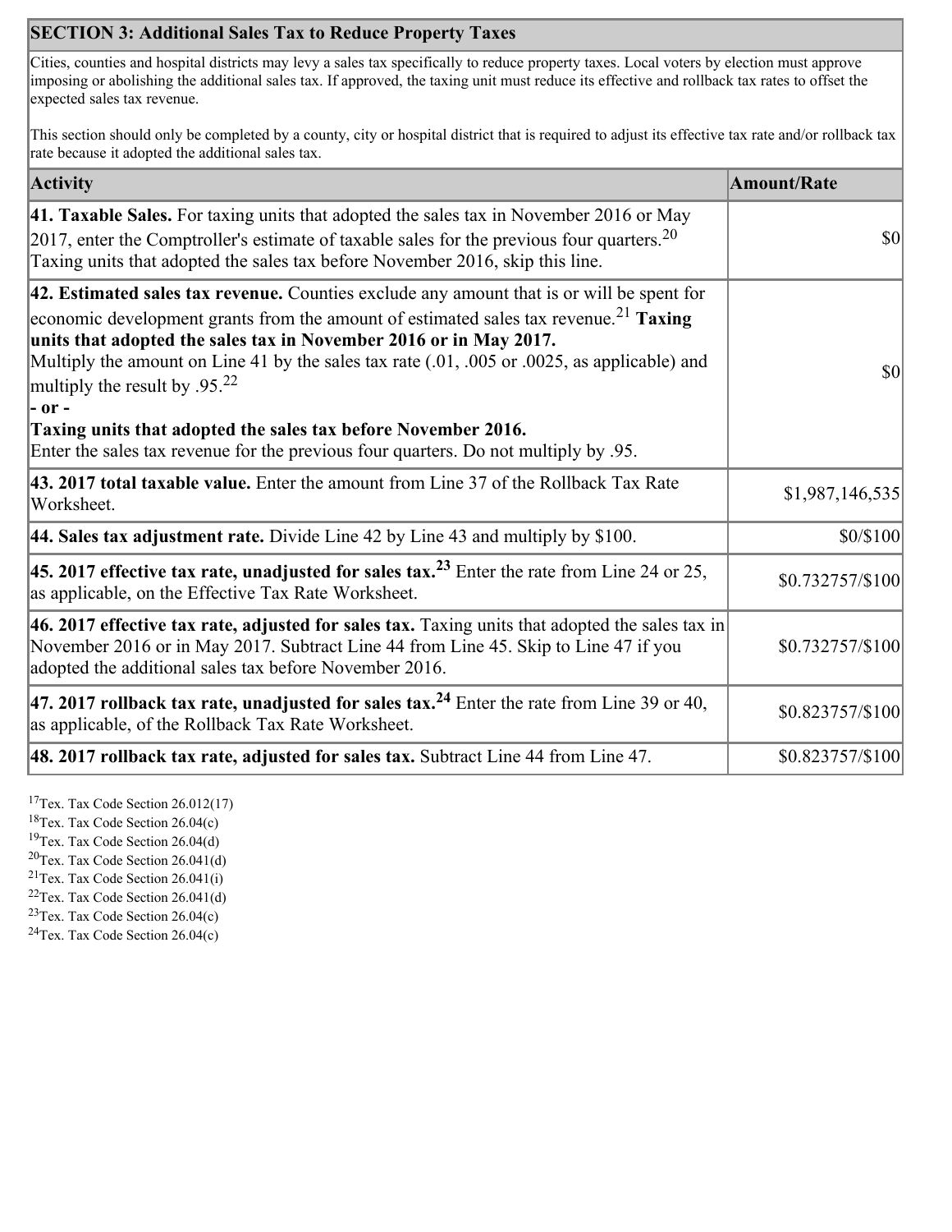## SECTION 3: Additional Sales Tax to Reduce Property Taxes

Cities, counties and hospital districts may levy a sales tax specifically to reduce property taxes. Local voters by election must approve imposing or abolishing the additional sales tax. If approved, the taxing unit must reduce its effective and rollback tax rates to offset the expected sales tax revenue.

This section should only be completed by a county, city or hospital district that is required to adjust its effective tax rate and/or rollback tax rate because it adopted the additional sales tax.

| Activity | Amount/Rate |
|---|---|
| **41. Taxable Sales.** For taxing units that adopted the sales tax in November 2016 or May 2017, enter the Comptroller's estimate of taxable sales for the previous four quarters.[20] Taxing units that adopted the sales tax before November 2016, skip this line. | $0 |
| **42. Estimated sales tax revenue.** Counties exclude any amount that is or will be spent for economic development grants from the amount of estimated sales tax revenue.[21] **Taxing units that adopted the sales tax in November 2016 or in May 2017.** Multiply the amount on Line 41 by the sales tax rate (.01, .005 or .0025, as applicable) and multiply the result by .95.[22] **- or -** **Taxing units that adopted the sales tax before November 2016.** Enter the sales tax revenue for the previous four quarters. Do not multiply by .95. | $0 |
| **43. 2017 total taxable value.** Enter the amount from Line 37 of the Rollback Tax Rate Worksheet. | $1,987,146,535 |
| **44. Sales tax adjustment rate.** Divide Line 42 by Line 43 and multiply by $100. | $0/$100 |
| **45. 2017 effective tax rate, unadjusted for sales tax.**[23] Enter the rate from Line 24 or 25, as applicable, on the Effective Tax Rate Worksheet. | $0.732757/$100 |
| **46. 2017 effective tax rate, adjusted for sales tax.** Taxing units that adopted the sales tax in November 2016 or in May 2017. Subtract Line 44 from Line 45. Skip to Line 47 if you adopted the additional sales tax before November 2016. | $0.732757/$100 |
| **47. 2017 rollback tax rate, unadjusted for sales tax.**[24] Enter the rate from Line 39 or 40, as applicable, of the Rollback Tax Rate Worksheet. | $0.823757/$100 |
| **48. 2017 rollback tax rate, adjusted for sales tax.** Subtract Line 44 from Line 47. | $0.823757/$100 |

[17] Tex. Tax Code Section 26.012(17)
[18] Tex. Tax Code Section 26.04(c)
[19] Tex. Tax Code Section 26.04(d)
[20] Tex. Tax Code Section 26.041(d)
[21] Tex. Tax Code Section 26.041(i)
[22] Tex. Tax Code Section 26.041(d)
[23] Tex. Tax Code Section 26.04(c)
[24] Tex. Tax Code Section 26.04(c)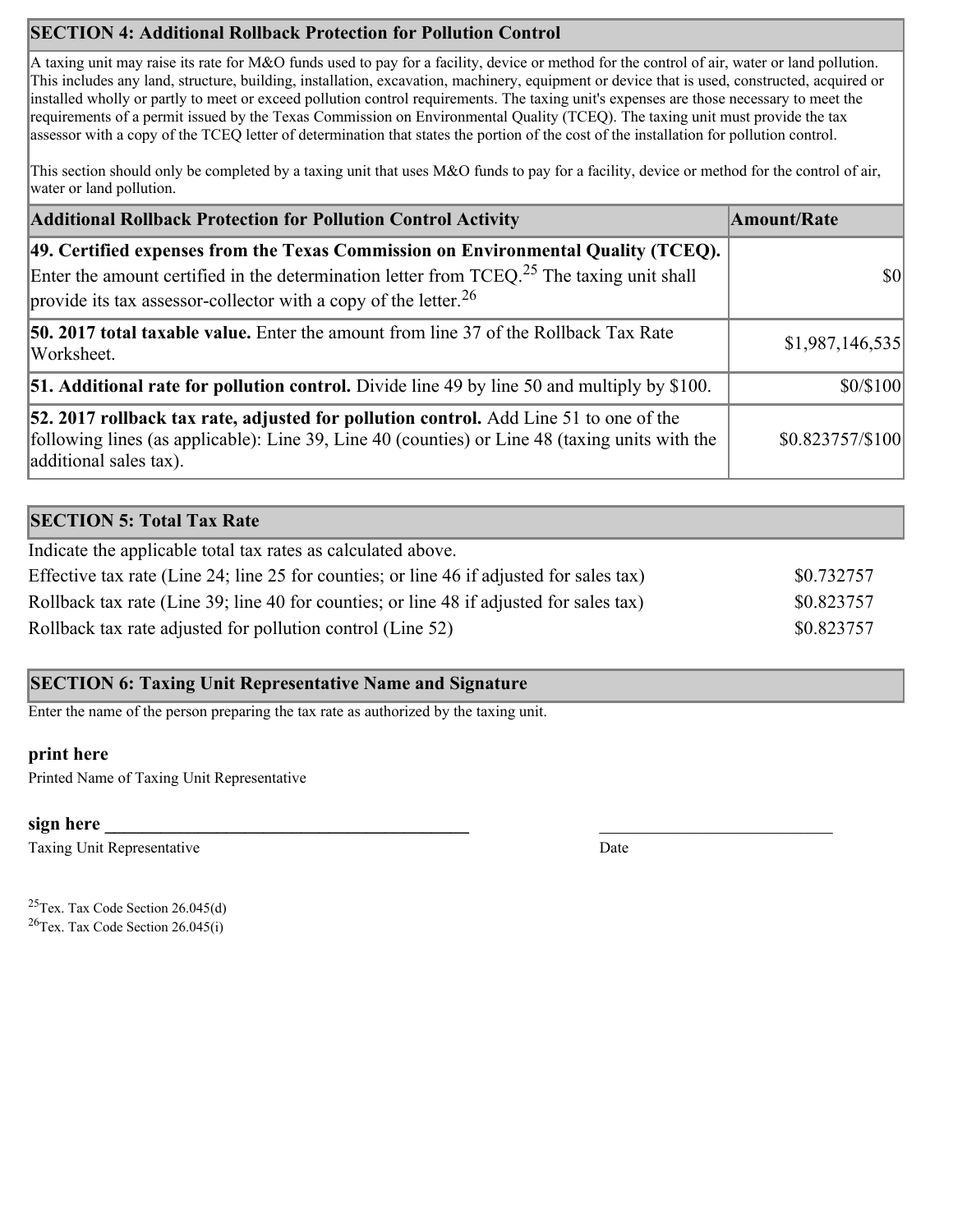## SECTION 4: Additional Rollback Protection for Pollution Control

A taxing unit may raise its rate for M&O funds used to pay for a facility, device or method for the control of air, water or land pollution. This includes any land, structure, building, installation, excavation, machinery, equipment or device that is used, constructed, acquired or installed wholly or partly to meet or exceed pollution control requirements. The taxing unit's expenses are those necessary to meet the requirements of a permit issued by the Texas Commission on Environmental Quality (TCEQ). The taxing unit must provide the tax assessor with a copy of the TCEQ letter of determination that states the portion of the cost of the installation for pollution control.

This section should only be completed by a taxing unit that uses M&O funds to pay for a facility, device or method for the control of air, water or land pollution.

| Additional Rollback Protection for Pollution Control Activity | Amount/Rate |
|---|---|
| **49. Certified expenses from the Texas Commission on Environmental Quality (TCEQ).** Enter the amount certified in the determination letter from TCEQ.[25] The taxing unit shall provide its tax assessor-collector with a copy of the letter.[26] | $0 |
| **50. 2017 total taxable value.** Enter the amount from line 37 of the Rollback Tax Rate Worksheet. | $1,987,146,535 |
| **51. Additional rate for pollution control.** Divide line 49 by line 50 and multiply by $100. | $0/$100 |
| **52. 2017 rollback tax rate, adjusted for pollution control.** Add Line 51 to one of the following lines (as applicable): Line 39, Line 40 (counties) or Line 48 (taxing units with the additional sales tax). | $0.823757/$100 |

## SECTION 5: Total Tax Rate

Indicate the applicable total tax rates as calculated above.

| | |
|---|---|
| Effective tax rate (Line 24; line 25 for counties; or line 46 if adjusted for sales tax) | $0.732757 |
| Rollback tax rate (Line 39; line 40 for counties; or line 48 if adjusted for sales tax) | $0.823757 |
| Rollback tax rate adjusted for pollution control (Line 52) | $0.823757 |

## SECTION 6: Taxing Unit Representative Name and Signature

Enter the name of the person preparing the tax rate as authorized by the taxing unit.

**print here**

Printed Name of Taxing Unit Representative

**sign here** ________________________________________ ____________________________

Taxing Unit Representative Date

[25]Tex. Tax Code Section 26.045(d)

[26]Tex. Tax Code Section 26.045(i)